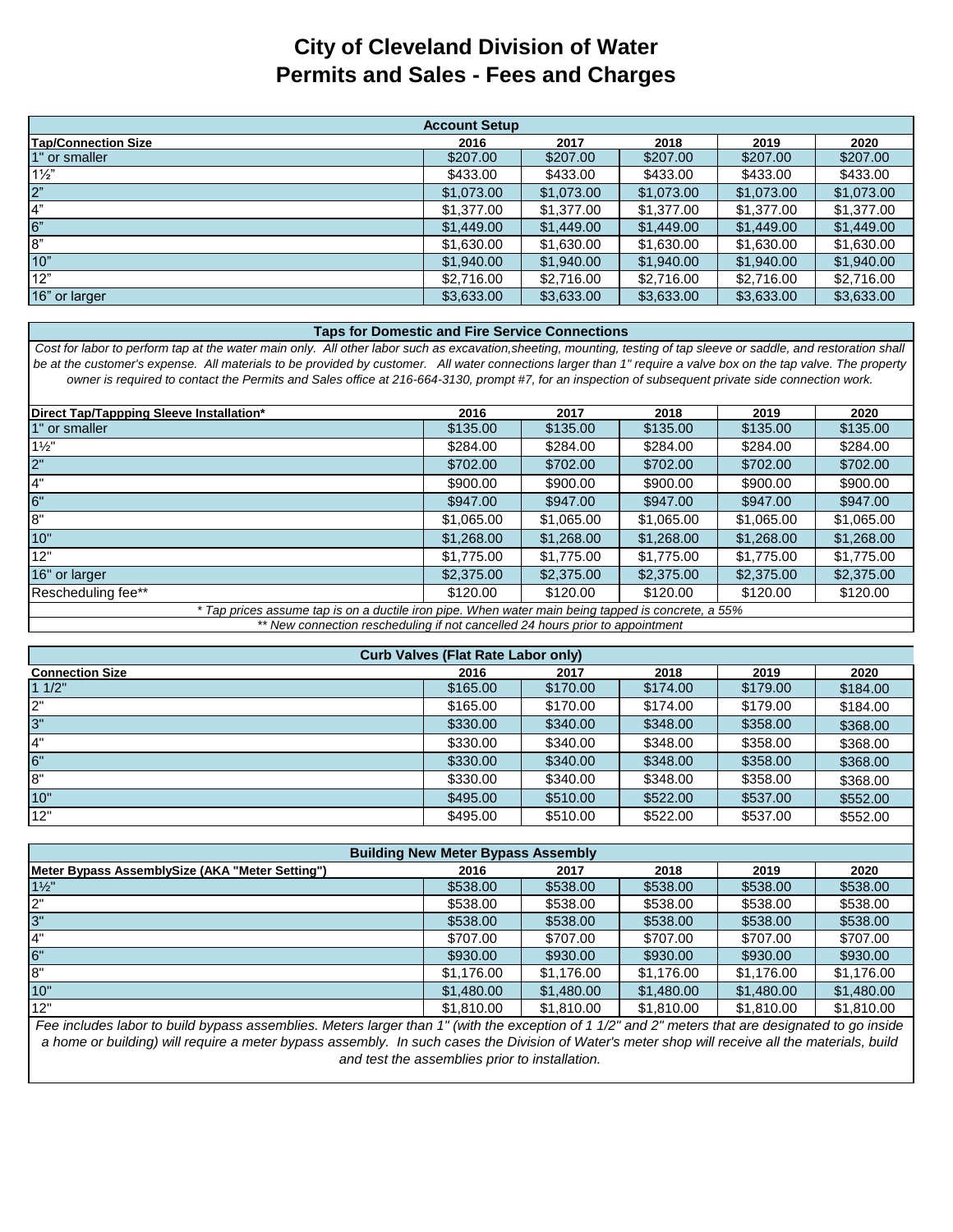# City of Cleveland Division of Water
# Permits and Sales - Fees and Charges

| Account Setup | | | | | |
|---|---|---|---|---|---|
| **Tap/Connection Size** | **2016** | **2017** | **2018** | **2019** | **2020** |
| 1" or smaller | $207.00 | $207.00 | $207.00 | $207.00 | $207.00 |
| 1½" | $433.00 | $433.00 | $433.00 | $433.00 | $433.00 |
| 2" | $1,073.00 | $1,073.00 | $1,073.00 | $1,073.00 | $1,073.00 |
| 4" | $1,377.00 | $1,377.00 | $1,377.00 | $1,377.00 | $1,377.00 |
| 6" | $1,449.00 | $1,449.00 | $1,449.00 | $1,449.00 | $1,449.00 |
| 8" | $1,630.00 | $1,630.00 | $1,630.00 | $1,630.00 | $1,630.00 |
| 10" | $1,940.00 | $1,940.00 | $1,940.00 | $1,940.00 | $1,940.00 |
| 12" | $2,716.00 | $2,716.00 | $2,716.00 | $2,716.00 | $2,716.00 |
| 16" or larger | $3,633.00 | $3,633.00 | $3,633.00 | $3,633.00 | $3,633.00 |

**Taps for Domestic and Fire Service Connections**

*Cost for labor to perform tap at the water main only. All other labor such as excavation,sheeting, mounting, testing of tap sleeve or saddle, and restoration shall be at the customer's expense. All materials to be provided by customer. All water connections larger than 1" require a valve box on the tap valve. The property owner is required to contact the Permits and Sales office at 216-664-3130, prompt #7, for an inspection of subsequent private side connection work.*

| Direct Tap/Tappping Sleeve Installation* | 2016 | 2017 | 2018 | 2019 | 2020 |
|---|---|---|---|---|---|
| 1" or smaller | $135.00 | $135.00 | $135.00 | $135.00 | $135.00 |
| 1½" | $284.00 | $284.00 | $284.00 | $284.00 | $284.00 |
| 2" | $702.00 | $702.00 | $702.00 | $702.00 | $702.00 |
| 4" | $900.00 | $900.00 | $900.00 | $900.00 | $900.00 |
| 6" | $947.00 | $947.00 | $947.00 | $947.00 | $947.00 |
| 8" | $1,065.00 | $1,065.00 | $1,065.00 | $1,065.00 | $1,065.00 |
| 10" | $1,268.00 | $1,268.00 | $1,268.00 | $1,268.00 | $1,268.00 |
| 12" | $1,775.00 | $1,775.00 | $1,775.00 | $1,775.00 | $1,775.00 |
| 16" or larger | $2,375.00 | $2,375.00 | $2,375.00 | $2,375.00 | $2,375.00 |
| Rescheduling fee** | $120.00 | $120.00 | $120.00 | $120.00 | $120.00 |

*\* Tap prices assume tap is on a ductile iron pipe. When water main being tapped is concrete, a 55%*

*\*\* New connection rescheduling if not cancelled 24 hours prior to appointment*

| Curb Valves (Flat Rate Labor only) | | | | | |
|---|---|---|---|---|---|
| **Connection Size** | **2016** | **2017** | **2018** | **2019** | **2020** |
| 1 1/2" | $165.00 | $170.00 | $174.00 | $179.00 | $184.00 |
| 2" | $165.00 | $170.00 | $174.00 | $179.00 | $184.00 |
| 3" | $330.00 | $340.00 | $348.00 | $358.00 | $368.00 |
| 4" | $330.00 | $340.00 | $348.00 | $358.00 | $368.00 |
| 6" | $330.00 | $340.00 | $348.00 | $358.00 | $368.00 |
| 8" | $330.00 | $340.00 | $348.00 | $358.00 | $368.00 |
| 10" | $495.00 | $510.00 | $522.00 | $537.00 | $552.00 |
| 12" | $495.00 | $510.00 | $522.00 | $537.00 | $552.00 |

| Building New Meter Bypass Assembly | | | | | |
|---|---|---|---|---|---|
| **Meter Bypass AssemblySize (AKA "Meter Setting")** | **2016** | **2017** | **2018** | **2019** | **2020** |
| 1½" | $538.00 | $538.00 | $538.00 | $538.00 | $538.00 |
| 2" | $538.00 | $538.00 | $538.00 | $538.00 | $538.00 |
| 3" | $538.00 | $538.00 | $538.00 | $538.00 | $538.00 |
| 4" | $707.00 | $707.00 | $707.00 | $707.00 | $707.00 |
| 6" | $930.00 | $930.00 | $930.00 | $930.00 | $930.00 |
| 8" | $1,176.00 | $1,176.00 | $1,176.00 | $1,176.00 | $1,176.00 |
| 10" | $1,480.00 | $1,480.00 | $1,480.00 | $1,480.00 | $1,480.00 |
| 12" | $1,810.00 | $1,810.00 | $1,810.00 | $1,810.00 | $1,810.00 |

*Fee includes labor to build bypass assemblies. Meters larger than 1" (with the exception of 1 1/2" and 2" meters that are designated to go inside a home or building) will require a meter bypass assembly. In such cases the Division of Water's meter shop will receive all the materials, build and test the assemblies prior to installation.*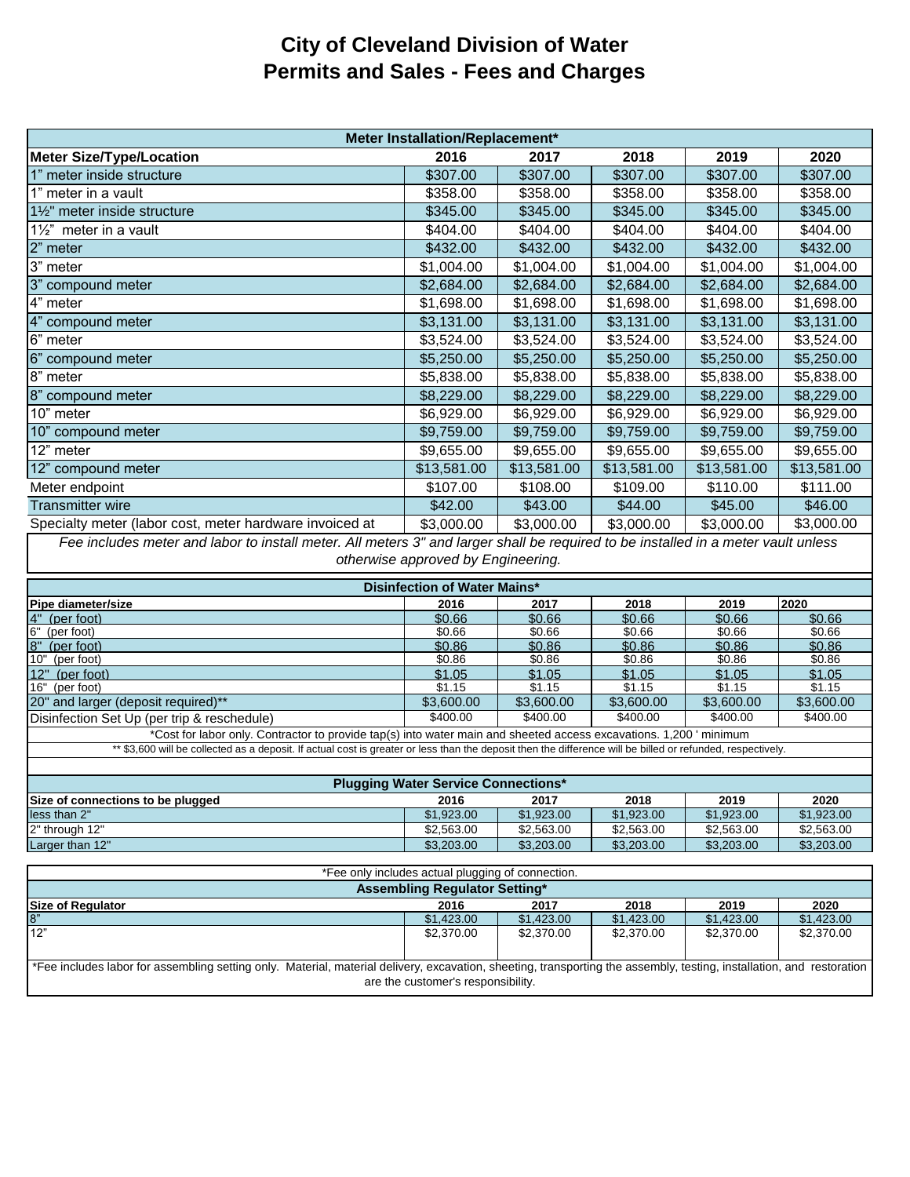# City of Cleveland Division of Water
# Permits and Sales - Fees and Charges

| Meter Installation/Replacement* | | | | | |
|---|---|---|---|---|---|
| **Meter Size/Type/Location** | **2016** | **2017** | **2018** | **2019** | **2020** |
| 1" meter inside structure | $307.00 | $307.00 | $307.00 | $307.00 | $307.00 |
| 1" meter in a vault | $358.00 | $358.00 | $358.00 | $358.00 | $358.00 |
| 1½" meter inside structure | $345.00 | $345.00 | $345.00 | $345.00 | $345.00 |
| 1½" meter in a vault | $404.00 | $404.00 | $404.00 | $404.00 | $404.00 |
| 2" meter | $432.00 | $432.00 | $432.00 | $432.00 | $432.00 |
| 3" meter | $1,004.00 | $1,004.00 | $1,004.00 | $1,004.00 | $1,004.00 |
| 3" compound meter | $2,684.00 | $2,684.00 | $2,684.00 | $2,684.00 | $2,684.00 |
| 4" meter | $1,698.00 | $1,698.00 | $1,698.00 | $1,698.00 | $1,698.00 |
| 4" compound meter | $3,131.00 | $3,131.00 | $3,131.00 | $3,131.00 | $3,131.00 |
| 6" meter | $3,524.00 | $3,524.00 | $3,524.00 | $3,524.00 | $3,524.00 |
| 6" compound meter | $5,250.00 | $5,250.00 | $5,250.00 | $5,250.00 | $5,250.00 |
| 8" meter | $5,838.00 | $5,838.00 | $5,838.00 | $5,838.00 | $5,838.00 |
| 8" compound meter | $8,229.00 | $8,229.00 | $8,229.00 | $8,229.00 | $8,229.00 |
| 10" meter | $6,929.00 | $6,929.00 | $6,929.00 | $6,929.00 | $6,929.00 |
| 10" compound meter | $9,759.00 | $9,759.00 | $9,759.00 | $9,759.00 | $9,759.00 |
| 12" meter | $9,655.00 | $9,655.00 | $9,655.00 | $9,655.00 | $9,655.00 |
| 12" compound meter | $13,581.00 | $13,581.00 | $13,581.00 | $13,581.00 | $13,581.00 |
| Meter endpoint | $107.00 | $108.00 | $109.00 | $110.00 | $111.00 |
| Transmitter wire | $42.00 | $43.00 | $44.00 | $45.00 | $46.00 |
| Specialty meter (labor cost, meter hardware invoiced at | $3,000.00 | $3,000.00 | $3,000.00 | $3,000.00 | $3,000.00 |

*Fee includes meter and labor to install meter. All meters 3" and larger shall be required to be installed in a meter vault unless otherwise approved by Engineering.*

| Disinfection of Water Mains* | | | | | |
|---|---|---|---|---|---|
| **Pipe diameter/size** | **2016** | **2017** | **2018** | **2019** | **2020** |
| 4" (per foot) | $0.66 | $0.66 | $0.66 | $0.66 | $0.66 |
| 6" (per foot) | $0.66 | $0.66 | $0.66 | $0.66 | $0.66 |
| 8" (per foot) | $0.86 | $0.86 | $0.86 | $0.86 | $0.86 |
| 10" (per foot) | $0.86 | $0.86 | $0.86 | $0.86 | $0.86 |
| 12" (per foot) | $1.05 | $1.05 | $1.05 | $1.05 | $1.05 |
| 16" (per foot) | $1.15 | $1.15 | $1.15 | $1.15 | $1.15 |
| 20" and larger (deposit required)** | $3,600.00 | $3,600.00 | $3,600.00 | $3,600.00 | $3,600.00 |
| Disinfection Set Up (per trip & reschedule) | $400.00 | $400.00 | $400.00 | $400.00 | $400.00 |

*Cost for labor only. Contractor to provide tap(s) into water main and sheeted access excavations. 1,200 ' minimum

** $3,600 will be collected as a deposit. If actual cost is greater or less than the deposit then the difference will be billed or refunded, respectively.

| Plugging Water Service Connections* | | | | | |
|---|---|---|---|---|---|
| **Size of connections to be plugged** | **2016** | **2017** | **2018** | **2019** | **2020** |
| less than 2" | $1,923.00 | $1,923.00 | $1,923.00 | $1,923.00 | $1,923.00 |
| 2" through 12" | $2,563.00 | $2,563.00 | $2,563.00 | $2,563.00 | $2,563.00 |
| Larger than 12" | $3,203.00 | $3,203.00 | $3,203.00 | $3,203.00 | $3,203.00 |

*Fee only includes actual plugging of connection.

| Assembling Regulator Setting* | | | | | |
|---|---|---|---|---|---|
| **Size of Regulator** | **2016** | **2017** | **2018** | **2019** | **2020** |
| 8" | $1,423.00 | $1,423.00 | $1,423.00 | $1,423.00 | $1,423.00 |
| 12" | $2,370.00 | $2,370.00 | $2,370.00 | $2,370.00 | $2,370.00 |

*Fee includes labor for assembling setting only. Material, material delivery, excavation, sheeting, transporting the assembly, testing, installation, and restoration are the customer's responsibility.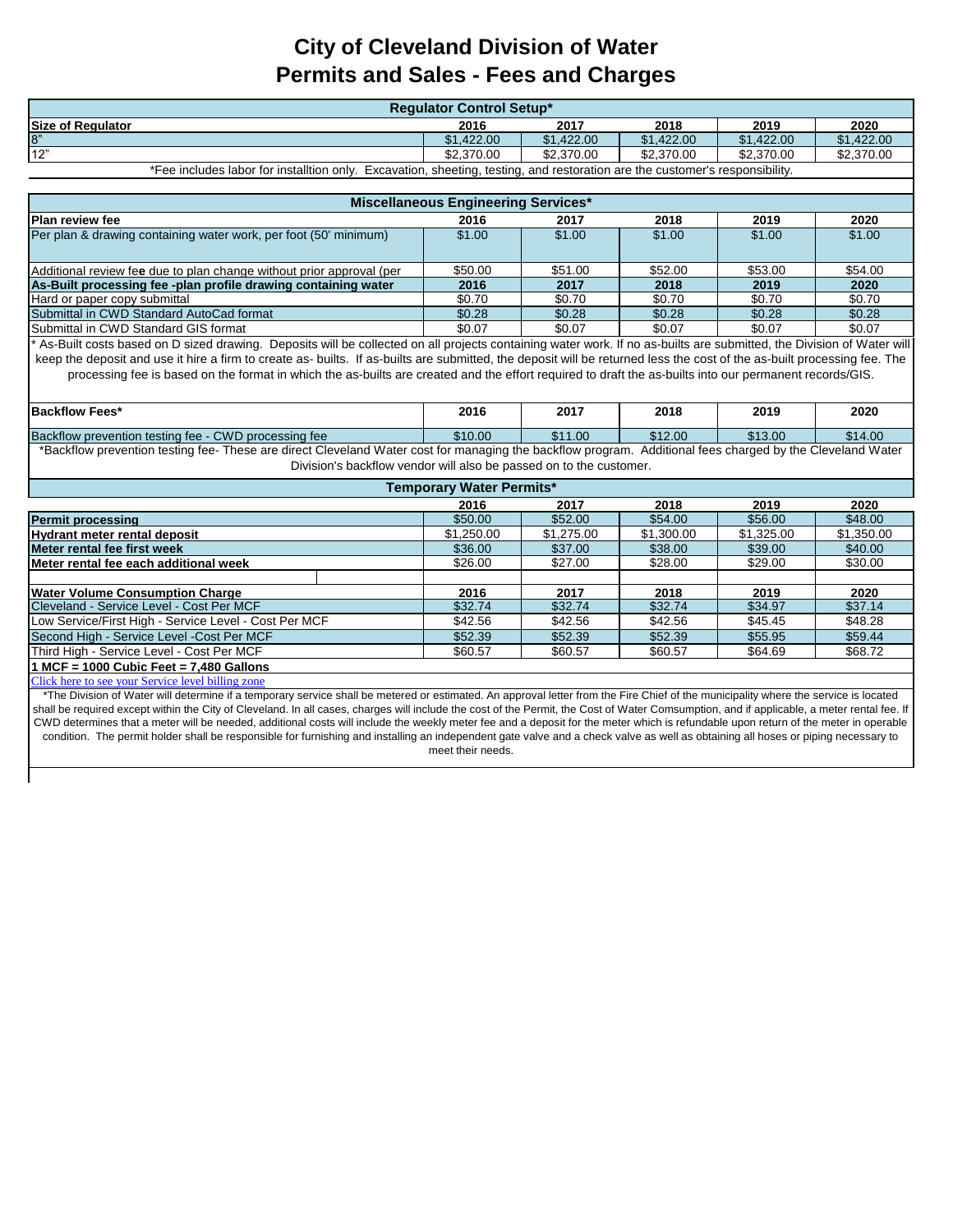# City of Cleveland Division of Water
# Permits and Sales - Fees and Charges

| Regulator Control Setup* | | | | | |
|---|---|---|---|---|---|
| **Size of Regulator** | **2016** | **2017** | **2018** | **2019** | **2020** |
| 8" | $1,422.00 | $1,422.00 | $1,422.00 | $1,422.00 | $1,422.00 |
| 12" | $2,370.00 | $2,370.00 | $2,370.00 | $2,370.00 | $2,370.00 |

*Fee includes labor for installtion only. Excavation, sheeting, testing, and restoration are the customer's responsibility.

| Miscellaneous Engineering Services* | | | | | |
|---|---|---|---|---|---|
| **Plan review fee** | **2016** | **2017** | **2018** | **2019** | **2020** |
| Per plan & drawing containing water work, per foot (50' minimum) | $1.00 | $1.00 | $1.00 | $1.00 | $1.00 |
| Additional review fee due to plan change without prior approval (per | $50.00 | $51.00 | $52.00 | $53.00 | $54.00 |
| **As-Built processing fee -plan profile drawing containing water** | **2016** | **2017** | **2018** | **2019** | **2020** |
| Hard or paper copy submittal | $0.70 | $0.70 | $0.70 | $0.70 | $0.70 |
| Submittal in CWD Standard AutoCad format | $0.28 | $0.28 | $0.28 | $0.28 | $0.28 |
| Submittal in CWD Standard GIS format | $0.07 | $0.07 | $0.07 | $0.07 | $0.07 |

* As-Built costs based on D sized drawing. Deposits will be collected on all projects containing water work. If no as-builts are submitted, the Division of Water will keep the deposit and use it hire a firm to create as- builts. If as-builts are submitted, the deposit will be returned less the cost of the as-built processing fee. The processing fee is based on the format in which the as-builts are created and the effort required to draft the as-builts into our permanent records/GIS.

| **Backflow Fees*** | **2016** | **2017** | **2018** | **2019** | **2020** |
|---|---|---|---|---|---|
| Backflow prevention testing fee - CWD processing fee | $10.00 | $11.00 | $12.00 | $13.00 | $14.00 |

*Backflow prevention testing fee- These are direct Cleveland Water cost for managing the backflow program. Additional fees charged by the Cleveland Water Division's backflow vendor will also be passed on to the customer.

| Temporary Water Permits* | | | | | |
|---|---|---|---|---|---|
| | **2016** | **2017** | **2018** | **2019** | **2020** |
| **Permit processing** | $50.00 | $52.00 | $54.00 | $56.00 | $48.00 |
| **Hydrant meter rental deposit** | $1,250.00 | $1,275.00 | $1,300.00 | $1,325.00 | $1,350.00 |
| **Meter rental fee first week** | $36.00 | $37.00 | $38.00 | $39.00 | $40.00 |
| **Meter rental fee each additional week** | $26.00 | $27.00 | $28.00 | $29.00 | $30.00 |
| | | | | | |
| **Water Volume Consumption Charge** | **2016** | **2017** | **2018** | **2019** | **2020** |
| Cleveland - Service Level - Cost Per MCF | $32.74 | $32.74 | $32.74 | $34.97 | $37.14 |
| Low Service/First High - Service Level - Cost Per MCF | $42.56 | $42.56 | $42.56 | $45.45 | $48.28 |
| Second High - Service Level -Cost Per MCF | $52.39 | $52.39 | $52.39 | $55.95 | $59.44 |
| Third High - Service Level - Cost Per MCF | $60.57 | $60.57 | $60.57 | $64.69 | $68.72 |

**1 MCF = 1000 Cubic Feet = 7,480 Gallons**

Click here to see your Service level billing zone

*The Division of Water will determine if a temporary service shall be metered or estimated. An approval letter from the Fire Chief of the municipality where the service is located shall be required except within the City of Cleveland. In all cases, charges will include the cost of the Permit, the Cost of Water Comsumption, and if applicable, a meter rental fee. If CWD determines that a meter will be needed, additional costs will include the weekly meter fee and a deposit for the meter which is refundable upon return of the meter in operable condition. The permit holder shall be responsible for furnishing and installing an independent gate valve and a check valve as well as obtaining all hoses or piping necessary to meet their needs.